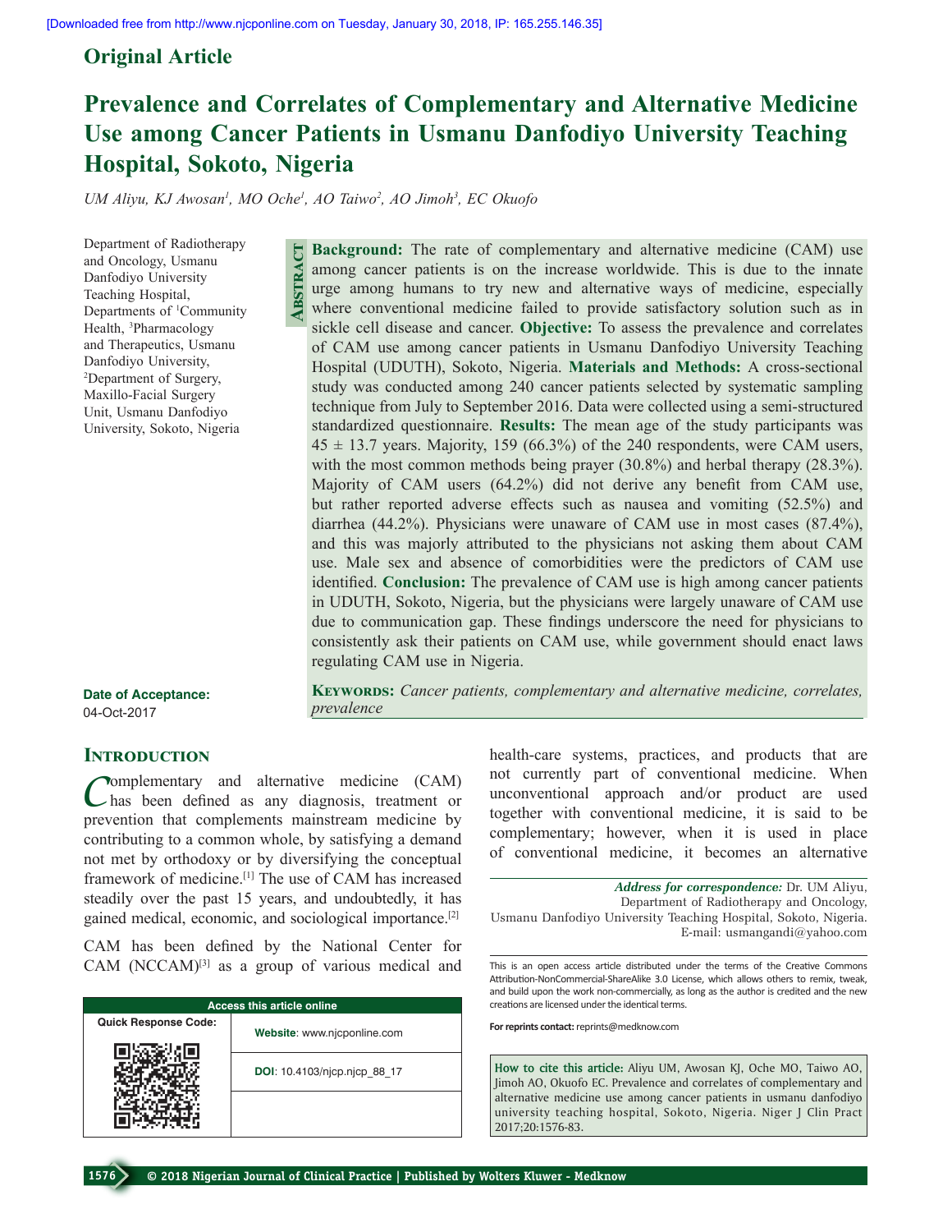Original Article

# Prevalence and Correlates of Complementary and Alternative Medicine Use among Cancer Patients in Usmanu Danfodiyo University Teaching Hospital, Sokoto, Nigeria

*UM Aliyu, KJ Awosan[1], MO Oche[1], AO Taiwo[2], AO Jimoh[3], EC Okuofo*

Department of Radiotherapy and Oncology, Usmanu Danfodiyo University Teaching Hospital, Departments of [1]Community Health, [3]Pharmacology and Therapeutics, Usmanu Danfodiyo University, [2]Department of Surgery, Maxillo-Facial Surgery Unit, Usmanu Danfodiyo University, Sokoto, Nigeria

## Abstract

**Background:** The rate of complementary and alternative medicine (CAM) use among cancer patients is on the increase worldwide. This is due to the innate urge among humans to try new and alternative ways of medicine, especially where conventional medicine failed to provide satisfactory solution such as in sickle cell disease and cancer. **Objective:** To assess the prevalence and correlates of CAM use among cancer patients in Usmanu Danfodiyo University Teaching Hospital (UDUTH), Sokoto, Nigeria. **Materials and Methods:** A cross-sectional study was conducted among 240 cancer patients selected by systematic sampling technique from July to September 2016. Data were collected using a semi-structured standardized questionnaire. **Results:** The mean age of the study participants was 45 ± 13.7 years. Majority, 159 (66.3%) of the 240 respondents, were CAM users, with the most common methods being prayer (30.8%) and herbal therapy (28.3%). Majority of CAM users (64.2%) did not derive any benefit from CAM use, but rather reported adverse effects such as nausea and vomiting (52.5%) and diarrhea (44.2%). Physicians were unaware of CAM use in most cases (87.4%), and this was majorly attributed to the physicians not asking them about CAM use. Male sex and absence of comorbidities were the predictors of CAM use identified. **Conclusion:** The prevalence of CAM use is high among cancer patients in UDUTH, Sokoto, Nigeria, but the physicians were largely unaware of CAM use due to communication gap. These findings underscore the need for physicians to consistently ask their patients on CAM use, while government should enact laws regulating CAM use in Nigeria.

**Keywords:** *Cancer patients, complementary and alternative medicine, correlates, prevalence*

**Date of Acceptance:** 04-Oct-2017

## Introduction

Complementary and alternative medicine (CAM) has been defined as any diagnosis, treatment or prevention that complements mainstream medicine by contributing to a common whole, by satisfying a demand not met by orthodoxy or by diversifying the conceptual framework of medicine.[1] The use of CAM has increased steadily over the past 15 years, and undoubtedly, it has gained medical, economic, and sociological importance.[2]

CAM has been defined by the National Center for CAM (NCCAM)[3] as a group of various medical and health-care systems, practices, and products that are not currently part of conventional medicine. When unconventional approach and/or product are used together with conventional medicine, it is said to be complementary; however, when it is used in place of conventional medicine, it becomes an alternative

*Address for correspondence:* Dr. UM Aliyu, Department of Radiotherapy and Oncology, Usmanu Danfodiyo University Teaching Hospital, Sokoto, Nigeria. E-mail: usmangandi@yahoo.com

| Access this article online | |
|---|---|
| Quick Response Code: | Website: www.njcponline.com |
| | DOI: 10.4103/njcp.njcp_88_17 |

This is an open access article distributed under the terms of the Creative Commons Attribution-NonCommercial-ShareAlike 3.0 License, which allows others to remix, tweak, and build upon the work non-commercially, as long as the author is credited and the new creations are licensed under the identical terms.

**For reprints contact:** reprints@medknow.com

**How to cite this article:** Aliyu UM, Awosan KJ, Oche MO, Taiwo AO, Jimoh AO, Okuofo EC. Prevalence and correlates of complementary and alternative medicine use among cancer patients in usmanu danfodiyo university teaching hospital, Sokoto, Nigeria. Niger J Clin Pract 2017;20:1576-83.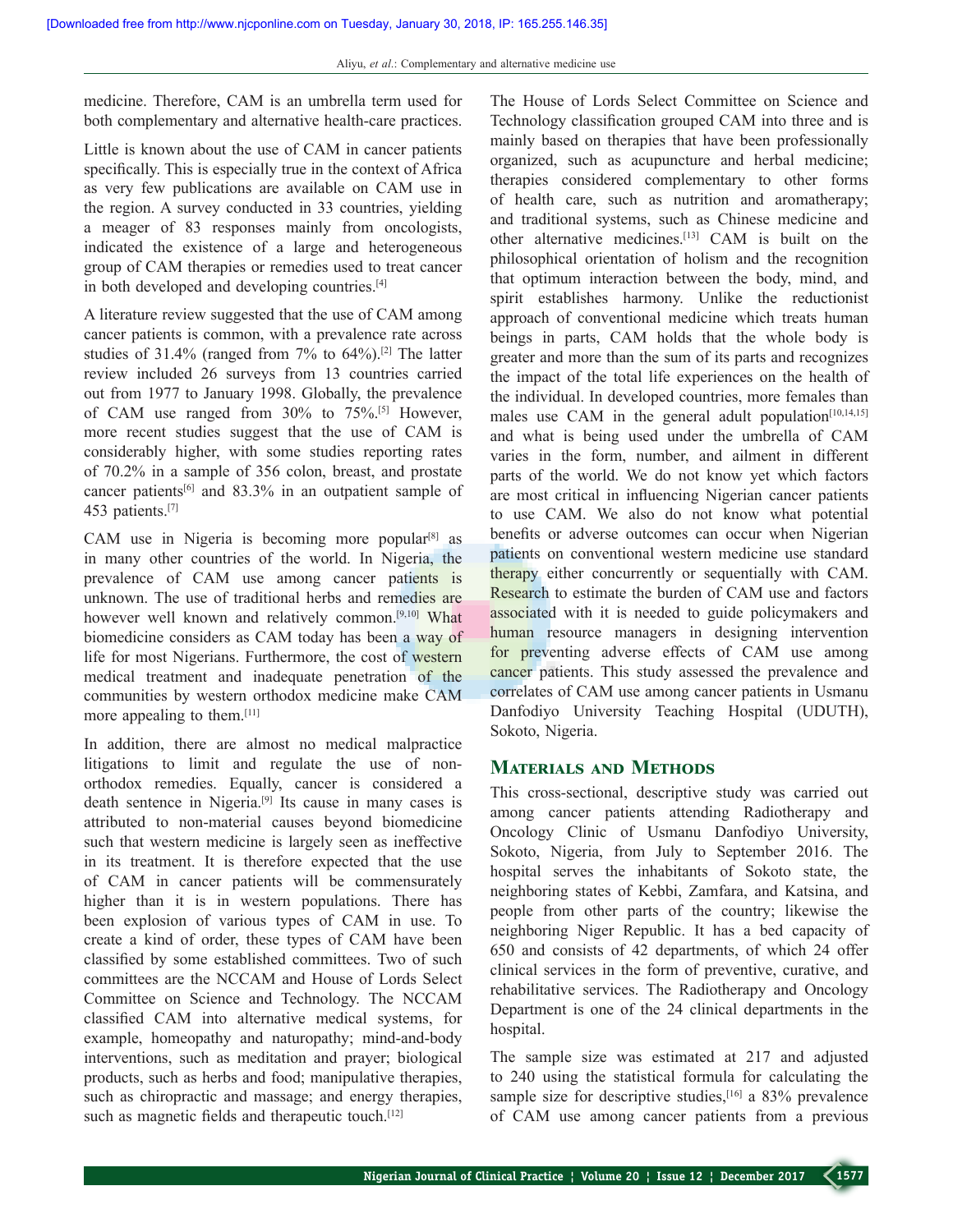medicine. Therefore, CAM is an umbrella term used for both complementary and alternative health-care practices.

Little is known about the use of CAM in cancer patients specifically. This is especially true in the context of Africa as very few publications are available on CAM use in the region. A survey conducted in 33 countries, yielding a meager of 83 responses mainly from oncologists, indicated the existence of a large and heterogeneous group of CAM therapies or remedies used to treat cancer in both developed and developing countries.[4]

A literature review suggested that the use of CAM among cancer patients is common, with a prevalence rate across studies of 31.4% (ranged from 7% to 64%).[2] The latter review included 26 surveys from 13 countries carried out from 1977 to January 1998. Globally, the prevalence of CAM use ranged from 30% to 75%.[5] However, more recent studies suggest that the use of CAM is considerably higher, with some studies reporting rates of 70.2% in a sample of 356 colon, breast, and prostate cancer patients[6] and 83.3% in an outpatient sample of 453 patients.[7]

CAM use in Nigeria is becoming more popular[8] as in many other countries of the world. In Nigeria, the prevalence of CAM use among cancer patients is unknown. The use of traditional herbs and remedies are however well known and relatively common.[9,10] What biomedicine considers as CAM today has been a way of life for most Nigerians. Furthermore, the cost of western medical treatment and inadequate penetration of the communities by western orthodox medicine make CAM more appealing to them.[11]

In addition, there are almost no medical malpractice litigations to limit and regulate the use of non-orthodox remedies. Equally, cancer is considered a death sentence in Nigeria.[9] Its cause in many cases is attributed to non-material causes beyond biomedicine such that western medicine is largely seen as ineffective in its treatment. It is therefore expected that the use of CAM in cancer patients will be commensurately higher than it is in western populations. There has been explosion of various types of CAM in use. To create a kind of order, these types of CAM have been classified by some established committees. Two of such committees are the NCCAM and House of Lords Select Committee on Science and Technology. The NCCAM classified CAM into alternative medical systems, for example, homeopathy and naturopathy; mind-and-body interventions, such as meditation and prayer; biological products, such as herbs and food; manipulative therapies, such as chiropractic and massage; and energy therapies, such as magnetic fields and therapeutic touch.[12]

The House of Lords Select Committee on Science and Technology classification grouped CAM into three and is mainly based on therapies that have been professionally organized, such as acupuncture and herbal medicine; therapies considered complementary to other forms of health care, such as nutrition and aromatherapy; and traditional systems, such as Chinese medicine and other alternative medicines.[13] CAM is built on the philosophical orientation of holism and the recognition that optimum interaction between the body, mind, and spirit establishes harmony. Unlike the reductionist approach of conventional medicine which treats human beings in parts, CAM holds that the whole body is greater and more than the sum of its parts and recognizes the impact of the total life experiences on the health of the individual. In developed countries, more females than males use CAM in the general adult population[10,14,15] and what is being used under the umbrella of CAM varies in the form, number, and ailment in different parts of the world. We do not know yet which factors are most critical in influencing Nigerian cancer patients to use CAM. We also do not know what potential benefits or adverse outcomes can occur when Nigerian patients on conventional western medicine use standard therapy either concurrently or sequentially with CAM. Research to estimate the burden of CAM use and factors associated with it is needed to guide policymakers and human resource managers in designing intervention for preventing adverse effects of CAM use among cancer patients. This study assessed the prevalence and correlates of CAM use among cancer patients in Usmanu Danfodiyo University Teaching Hospital (UDUTH), Sokoto, Nigeria.

## Materials and Methods

This cross-sectional, descriptive study was carried out among cancer patients attending Radiotherapy and Oncology Clinic of Usmanu Danfodiyo University, Sokoto, Nigeria, from July to September 2016. The hospital serves the inhabitants of Sokoto state, the neighboring states of Kebbi, Zamfara, and Katsina, and people from other parts of the country; likewise the neighboring Niger Republic. It has a bed capacity of 650 and consists of 42 departments, of which 24 offer clinical services in the form of preventive, curative, and rehabilitative services. The Radiotherapy and Oncology Department is one of the 24 clinical departments in the hospital.

The sample size was estimated at 217 and adjusted to 240 using the statistical formula for calculating the sample size for descriptive studies,[16] a 83% prevalence of CAM use among cancer patients from a previous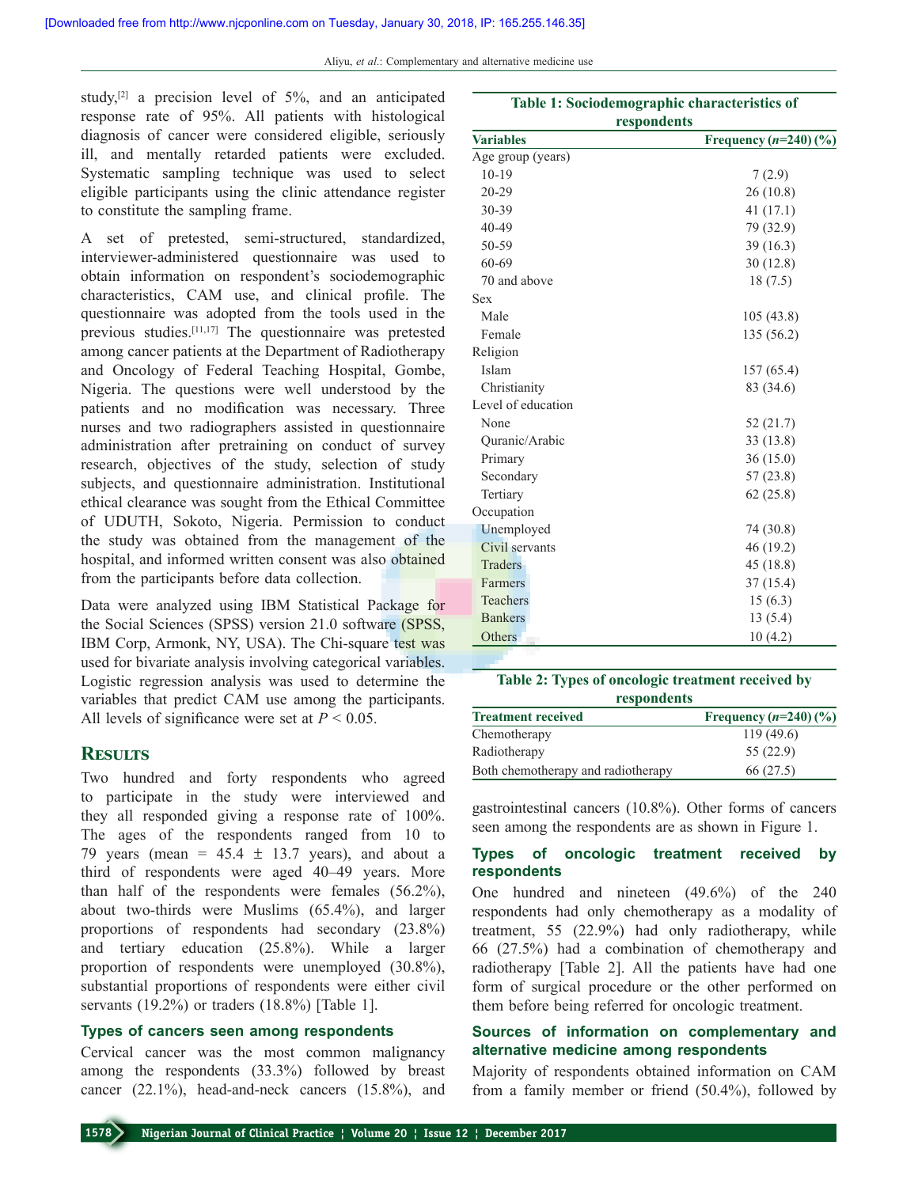study,[2] a precision level of 5%, and an anticipated response rate of 95%. All patients with histological diagnosis of cancer were considered eligible, seriously ill, and mentally retarded patients were excluded. Systematic sampling technique was used to select eligible participants using the clinic attendance register to constitute the sampling frame.

A set of pretested, semi-structured, standardized, interviewer-administered questionnaire was used to obtain information on respondent's sociodemographic characteristics, CAM use, and clinical profile. The questionnaire was adopted from the tools used in the previous studies.[11,17] The questionnaire was pretested among cancer patients at the Department of Radiotherapy and Oncology of Federal Teaching Hospital, Gombe, Nigeria. The questions were well understood by the patients and no modification was necessary. Three nurses and two radiographers assisted in questionnaire administration after pretraining on conduct of survey research, objectives of the study, selection of study subjects, and questionnaire administration. Institutional ethical clearance was sought from the Ethical Committee of UDUTH, Sokoto, Nigeria. Permission to conduct the study was obtained from the management of the hospital, and informed written consent was also obtained from the participants before data collection.

Data were analyzed using IBM Statistical Package for the Social Sciences (SPSS) version 21.0 software (SPSS, IBM Corp, Armonk, NY, USA). The Chi-square test was used for bivariate analysis involving categorical variables. Logistic regression analysis was used to determine the variables that predict CAM use among the participants. All levels of significance were set at $P < 0.05$.

## Results

Two hundred and forty respondents who agreed to participate in the study were interviewed and they all responded giving a response rate of 100%. The ages of the respondents ranged from 10 to 79 years (mean = 45.4 ± 13.7 years), and about a third of respondents were aged 40–49 years. More than half of the respondents were females (56.2%), about two-thirds were Muslims (65.4%), and larger proportions of respondents had secondary (23.8%) and tertiary education (25.8%). While a larger proportion of respondents were unemployed (30.8%), substantial proportions of respondents were either civil servants (19.2%) or traders (18.8%) [Table 1].

**Table 1: Sociodemographic characteristics of respondents**

| Variables | Frequency (*n*=240) (%) |
|---|---|
| Age group (years) | |
| 10-19 | 7 (2.9) |
| 20-29 | 26 (10.8) |
| 30-39 | 41 (17.1) |
| 40-49 | 79 (32.9) |
| 50-59 | 39 (16.3) |
| 60-69 | 30 (12.8) |
| 70 and above | 18 (7.5) |
| Sex | |
| Male | 105 (43.8) |
| Female | 135 (56.2) |
| Religion | |
| Islam | 157 (65.4) |
| Christianity | 83 (34.6) |
| Level of education | |
| None | 52 (21.7) |
| Quranic/Arabic | 33 (13.8) |
| Primary | 36 (15.0) |
| Secondary | 57 (23.8) |
| Tertiary | 62 (25.8) |
| Occupation | |
| Unemployed | 74 (30.8) |
| Civil servants | 46 (19.2) |
| Traders | 45 (18.8) |
| Farmers | 37 (15.4) |
| Teachers | 15 (6.3) |
| Bankers | 13 (5.4) |
| Others | 10 (4.2) |

### Types of cancers seen among respondents

Cervical cancer was the most common malignancy among the respondents (33.3%) followed by breast cancer (22.1%), head-and-neck cancers (15.8%), and gastrointestinal cancers (10.8%). Other forms of cancers seen among the respondents are as shown in Figure 1.

**Table 2: Types of oncologic treatment received by respondents**

| Treatment received | Frequency (*n*=240) (%) |
|---|---|
| Chemotherapy | 119 (49.6) |
| Radiotherapy | 55 (22.9) |
| Both chemotherapy and radiotherapy | 66 (27.5) |

### Types of oncologic treatment received by respondents

One hundred and nineteen (49.6%) of the 240 respondents had only chemotherapy as a modality of treatment, 55 (22.9%) had only radiotherapy, while 66 (27.5%) had a combination of chemotherapy and radiotherapy [Table 2]. All the patients have had one form of surgical procedure or the other performed on them before being referred for oncologic treatment.

### Sources of information on complementary and alternative medicine among respondents

Majority of respondents obtained information on CAM from a family member or friend (50.4%), followed by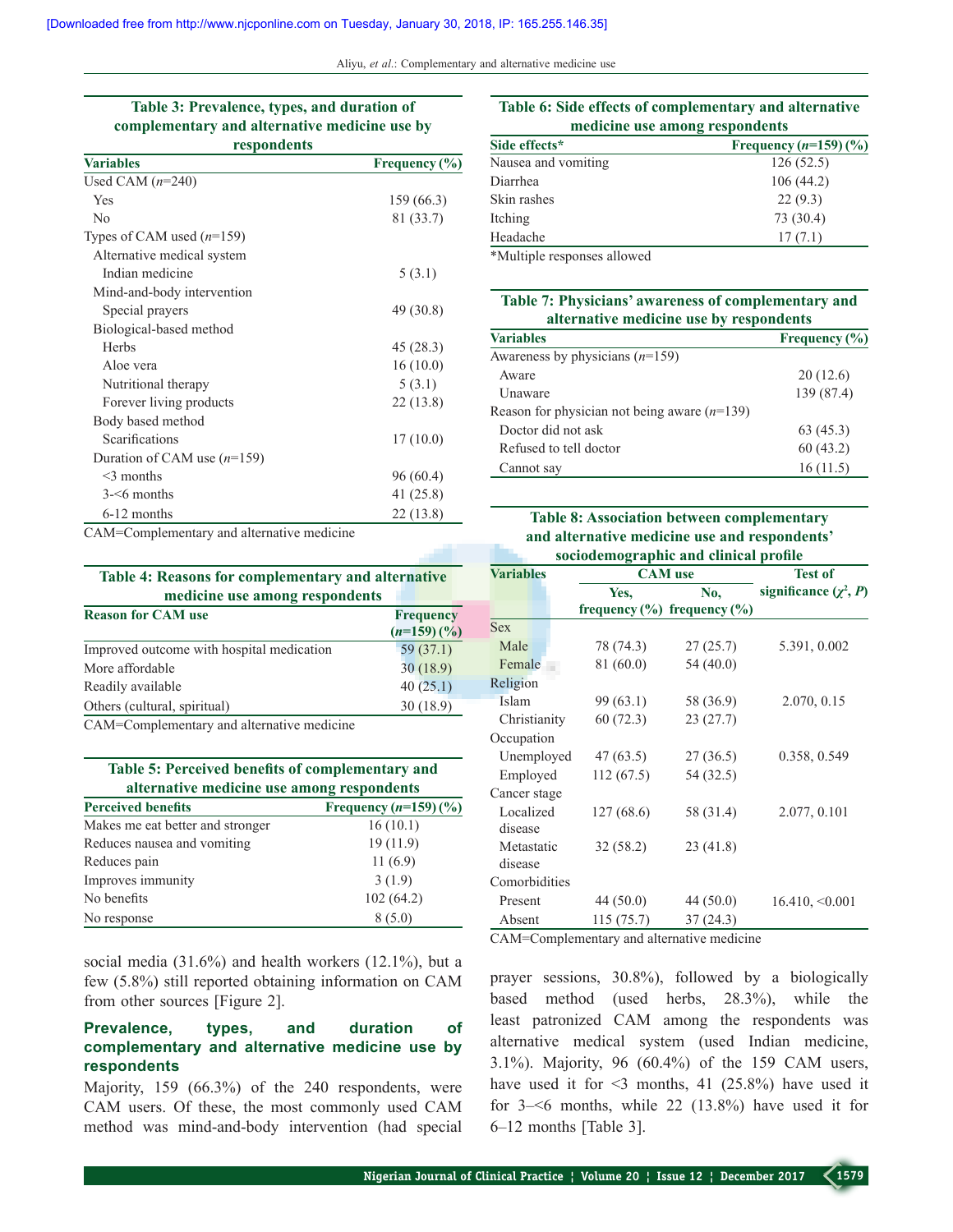**Table 3: Prevalence, types, and duration of complementary and alternative medicine use by respondents**

| Variables | Frequency (%) |
|---|---|
| Used CAM (*n*=240) | |
| Yes | 159 (66.3) |
| No | 81 (33.7) |
| Types of CAM used (*n*=159) | |
| Alternative medical system | |
| Indian medicine | 5 (3.1) |
| Mind-and-body intervention | |
| Special prayers | 49 (30.8) |
| Biological-based method | |
| Herbs | 45 (28.3) |
| Aloe vera | 16 (10.0) |
| Nutritional therapy | 5 (3.1) |
| Forever living products | 22 (13.8) |
| Body based method | |
| Scarifications | 17 (10.0) |
| Duration of CAM use (*n*=159) | |
| <3 months | 96 (60.4) |
| 3-<6 months | 41 (25.8) |
| 6-12 months | 22 (13.8) |

CAM=Complementary and alternative medicine

**Table 4: Reasons for complementary and alternative medicine use among respondents**

| Reason for CAM use | Frequency (*n*=159) (%) |
|---|---|
| Improved outcome with hospital medication | 59 (37.1) |
| More affordable | 30 (18.9) |
| Readily available | 40 (25.1) |
| Others (cultural, spiritual) | 30 (18.9) |

CAM=Complementary and alternative medicine

**Table 5: Perceived benefits of complementary and alternative medicine use among respondents**

| Perceived benefits | Frequency (*n*=159) (%) |
|---|---|
| Makes me eat better and stronger | 16 (10.1) |
| Reduces nausea and vomiting | 19 (11.9) |
| Reduces pain | 11 (6.9) |
| Improves immunity | 3 (1.9) |
| No benefits | 102 (64.2) |
| No response | 8 (5.0) |

social media (31.6%) and health workers (12.1%), but a few (5.8%) still reported obtaining information on CAM from other sources [Figure 2].

### Prevalence, types, and duration of complementary and alternative medicine use by respondents

Majority, 159 (66.3%) of the 240 respondents, were CAM users. Of these, the most commonly used CAM method was mind-and-body intervention (had special prayer sessions, 30.8%), followed by a biologically based method (used herbs, 28.3%), while the least patronized CAM among the respondents was alternative medical system (used Indian medicine, 3.1%). Majority, 96 (60.4%) of the 159 CAM users, have used it for <3 months, 41 (25.8%) have used it for 3–<6 months, while 22 (13.8%) have used it for 6–12 months [Table 3].

**Table 6: Side effects of complementary and alternative medicine use among respondents**

| Side effects* | Frequency (*n*=159) (%) |
|---|---|
| Nausea and vomiting | 126 (52.5) |
| Diarrhea | 106 (44.2) |
| Skin rashes | 22 (9.3) |
| Itching | 73 (30.4) |
| Headache | 17 (7.1) |

*Multiple responses allowed

**Table 7: Physicians' awareness of complementary and alternative medicine use by respondents**

| Variables | Frequency (%) |
|---|---|
| Awareness by physicians (*n*=159) | |
| Aware | 20 (12.6) |
| Unaware | 139 (87.4) |
| Reason for physician not being aware (*n*=139) | |
| Doctor did not ask | 63 (45.3) |
| Refused to tell doctor | 60 (43.2) |
| Cannot say | 16 (11.5) |

**Table 8: Association between complementary and alternative medicine use and respondents' sociodemographic and clinical profile**

| Variables | CAM use | | Test of significance ($\chi^2$, *P*) |
|---|---|---|---|
| | Yes, frequency (%) | No, frequency (%) | |
| Sex | | | |
| Male | 78 (74.3) | 27 (25.7) | 5.391, 0.002 |
| Female | 81 (60.0) | 54 (40.0) | |
| Religion | | | |
| Islam | 99 (63.1) | 58 (36.9) | 2.070, 0.15 |
| Christianity | 60 (72.3) | 23 (27.7) | |
| Occupation | | | |
| Unemployed | 47 (63.5) | 27 (36.5) | 0.358, 0.549 |
| Employed | 112 (67.5) | 54 (32.5) | |
| Cancer stage | | | |
| Localized disease | 127 (68.6) | 58 (31.4) | 2.077, 0.101 |
| Metastatic disease | 32 (58.2) | 23 (41.8) | |
| Comorbidities | | | |
| Present | 44 (50.0) | 44 (50.0) | 16.410, <0.001 |
| Absent | 115 (75.7) | 37 (24.3) | |

CAM=Complementary and alternative medicine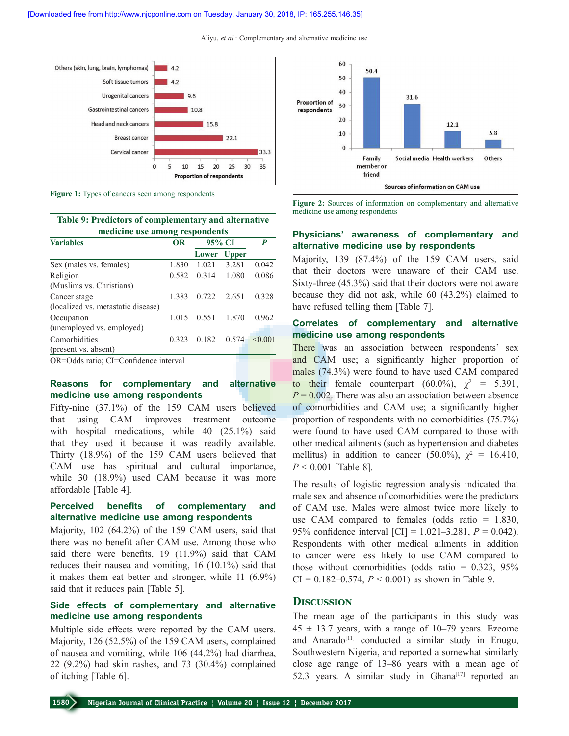Figure 1: Types of cancers seen among respondents

Figure 2: Sources of information on complementary and alternative medicine use among respondents

**Table 9: Predictors of complementary and alternative medicine use among respondents**

| Variables | OR | 95% CI | | P |
|---|---|---|---|---|
| | | Lower | Upper | |
| Sex (males vs. females) | 1.830 | 1.021 | 3.281 | 0.042 |
| Religion (Muslims vs. Christians) | 0.582 | 0.314 | 1.080 | 0.086 |
| Cancer stage (localized vs. metastatic disease) | 1.383 | 0.722 | 2.651 | 0.328 |
| Occupation (unemployed vs. employed) | 1.015 | 0.551 | 1.870 | 0.962 |
| Comorbidities (present vs. absent) | 0.323 | 0.182 | 0.574 | <0.001 |

OR=Odds ratio; CI=Confidence interval

### Reasons for complementary and alternative medicine use among respondents

Fifty-nine (37.1%) of the 159 CAM users believed that using CAM improves treatment outcome with hospital medications, while 40 (25.1%) said that they used it because it was readily available. Thirty (18.9%) of the 159 CAM users believed that CAM use has spiritual and cultural importance, while 30 (18.9%) used CAM because it was more affordable [Table 4].

### Perceived benefits of complementary and alternative medicine use among respondents

Majority, 102 (64.2%) of the 159 CAM users, said that there was no benefit after CAM use. Among those who said there were benefits, 19 (11.9%) said that CAM reduces their nausea and vomiting, 16 (10.1%) said that it makes them eat better and stronger, while 11 (6.9%) said that it reduces pain [Table 5].

### Side effects of complementary and alternative medicine use among respondents

Multiple side effects were reported by the CAM users. Majority, 126 (52.5%) of the 159 CAM users, complained of nausea and vomiting, while 106 (44.2%) had diarrhea, 22 (9.2%) had skin rashes, and 73 (30.4%) complained of itching [Table 6].

### Physicians' awareness of complementary and alternative medicine use by respondents

Majority, 139 (87.4%) of the 159 CAM users, said that their doctors were unaware of their CAM use. Sixty-three (45.3%) said that their doctors were not aware because they did not ask, while 60 (43.2%) claimed to have refused telling them [Table 7].

### Correlates of complementary and alternative medicine use among respondents

There was an association between respondents' sex and CAM use; a significantly higher proportion of males (74.3%) were found to have used CAM compared to their female counterpart (60.0%), $\chi^2 = 5.391$, $P = 0.002$. There was also an association between absence of comorbidities and CAM use; a significantly higher proportion of respondents with no comorbidities (75.7%) were found to have used CAM compared to those with other medical ailments (such as hypertension and diabetes mellitus) in addition to cancer (50.0%), $\chi^2 = 16.410$, $P < 0.001$ [Table 8].

The results of logistic regression analysis indicated that male sex and absence of comorbidities were the predictors of CAM use. Males were almost twice more likely to use CAM compared to females (odds ratio = 1.830, 95% confidence interval [CI] = 1.021–3.281, $P = 0.042$). Respondents with other medical ailments in addition to cancer were less likely to use CAM compared to those without comorbidities (odds ratio = 0.323, 95% CI = 0.182–0.574, $P < 0.001$) as shown in Table 9.

## Discussion

The mean age of the participants in this study was 45 ± 13.7 years, with a range of 10–79 years. Ezeome and Anarado[11] conducted a similar study in Enugu, Southwestern Nigeria, and reported a somewhat similarly close age range of 13–86 years with a mean age of 52.3 years. A similar study in Ghana[17] reported an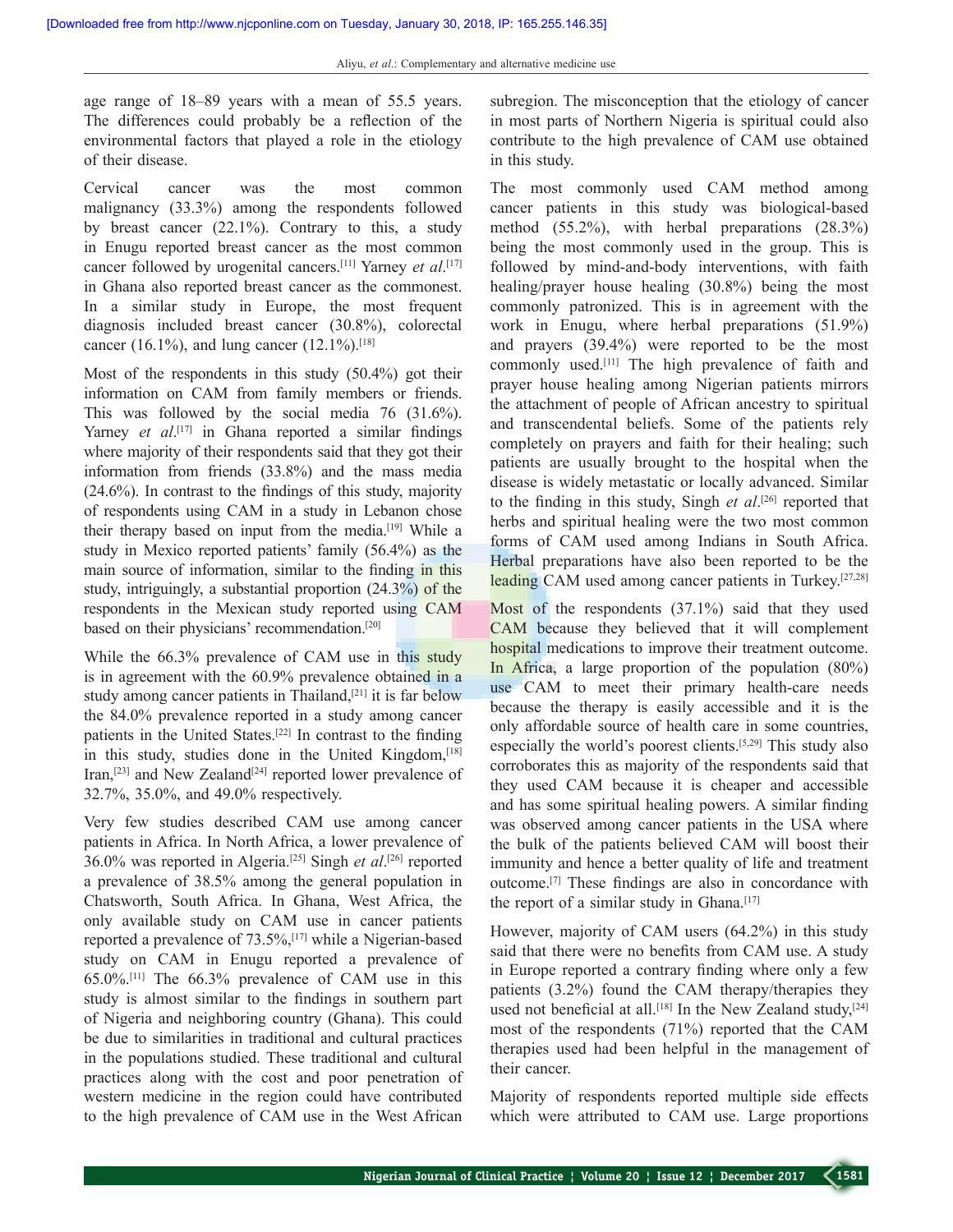age range of 18–89 years with a mean of 55.5 years. The differences could probably be a reflection of the environmental factors that played a role in the etiology of their disease.

Cervical cancer was the most common malignancy (33.3%) among the respondents followed by breast cancer (22.1%). Contrary to this, a study in Enugu reported breast cancer as the most common cancer followed by urogenital cancers.[11] Yarney *et al*.[17] in Ghana also reported breast cancer as the commonest. In a similar study in Europe, the most frequent diagnosis included breast cancer (30.8%), colorectal cancer (16.1%), and lung cancer (12.1%).[18]

Most of the respondents in this study (50.4%) got their information on CAM from family members or friends. This was followed by the social media 76 (31.6%). Yarney *et al*.[17] in Ghana reported a similar findings where majority of their respondents said that they got their information from friends (33.8%) and the mass media (24.6%). In contrast to the findings of this study, majority of respondents using CAM in a study in Lebanon chose their therapy based on input from the media.[19] While a study in Mexico reported patients' family (56.4%) as the main source of information, similar to the finding in this study, intriguingly, a substantial proportion (24.3%) of the respondents in the Mexican study reported using CAM based on their physicians' recommendation.[20]

While the 66.3% prevalence of CAM use in this study is in agreement with the 60.9% prevalence obtained in a study among cancer patients in Thailand,[21] it is far below the 84.0% prevalence reported in a study among cancer patients in the United States.[22] In contrast to the finding in this study, studies done in the United Kingdom,[18] Iran,[23] and New Zealand[24] reported lower prevalence of 32.7%, 35.0%, and 49.0% respectively.

Very few studies described CAM use among cancer patients in Africa. In North Africa, a lower prevalence of 36.0% was reported in Algeria.[25] Singh *et al*.[26] reported a prevalence of 38.5% among the general population in Chatsworth, South Africa. In Ghana, West Africa, the only available study on CAM use in cancer patients reported a prevalence of 73.5%,[17] while a Nigerian-based study on CAM in Enugu reported a prevalence of 65.0%.[11] The 66.3% prevalence of CAM use in this study is almost similar to the findings in southern part of Nigeria and neighboring country (Ghana). This could be due to similarities in traditional and cultural practices in the populations studied. These traditional and cultural practices along with the cost and poor penetration of western medicine in the region could have contributed to the high prevalence of CAM use in the West African subregion. The misconception that the etiology of cancer in most parts of Northern Nigeria is spiritual could also contribute to the high prevalence of CAM use obtained in this study.

The most commonly used CAM method among cancer patients in this study was biological-based method (55.2%), with herbal preparations (28.3%) being the most commonly used in the group. This is followed by mind-and-body interventions, with faith healing/prayer house healing (30.8%) being the most commonly patronized. This is in agreement with the work in Enugu, where herbal preparations (51.9%) and prayers (39.4%) were reported to be the most commonly used.[11] The high prevalence of faith and prayer house healing among Nigerian patients mirrors the attachment of people of African ancestry to spiritual and transcendental beliefs. Some of the patients rely completely on prayers and faith for their healing; such patients are usually brought to the hospital when the disease is widely metastatic or locally advanced. Similar to the finding in this study, Singh *et al*.[26] reported that herbs and spiritual healing were the two most common forms of CAM used among Indians in South Africa. Herbal preparations have also been reported to be the leading CAM used among cancer patients in Turkey.[27,28]

Most of the respondents (37.1%) said that they used CAM because they believed that it will complement hospital medications to improve their treatment outcome. In Africa, a large proportion of the population (80%) use CAM to meet their primary health-care needs because the therapy is easily accessible and it is the only affordable source of health care in some countries, especially the world's poorest clients.[5,29] This study also corroborates this as majority of the respondents said that they used CAM because it is cheaper and accessible and has some spiritual healing powers. A similar finding was observed among cancer patients in the USA where the bulk of the patients believed CAM will boost their immunity and hence a better quality of life and treatment outcome.[7] These findings are also in concordance with the report of a similar study in Ghana.[17]

However, majority of CAM users (64.2%) in this study said that there were no benefits from CAM use. A study in Europe reported a contrary finding where only a few patients (3.2%) found the CAM therapy/therapies they used not beneficial at all.[18] In the New Zealand study,[24] most of the respondents (71%) reported that the CAM therapies used had been helpful in the management of their cancer.

Majority of respondents reported multiple side effects which were attributed to CAM use. Large proportions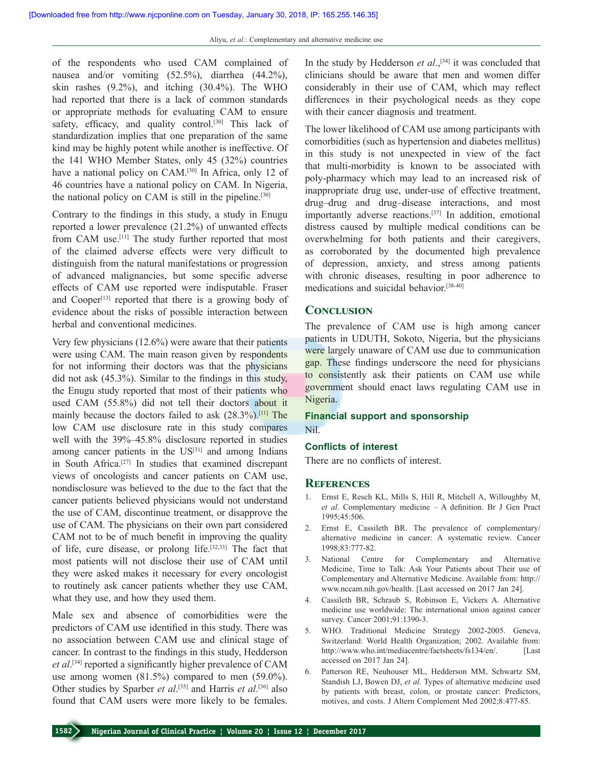of the respondents who used CAM complained of nausea and/or vomiting (52.5%), diarrhea (44.2%), skin rashes (9.2%), and itching (30.4%). The WHO had reported that there is a lack of common standards or appropriate methods for evaluating CAM to ensure safety, efficacy, and quality control.[30] This lack of standardization implies that one preparation of the same kind may be highly potent while another is ineffective. Of the 141 WHO Member States, only 45 (32%) countries have a national policy on CAM.[30] In Africa, only 12 of 46 countries have a national policy on CAM. In Nigeria, the national policy on CAM is still in the pipeline.[30]

Contrary to the findings in this study, a study in Enugu reported a lower prevalence (21.2%) of unwanted effects from CAM use.[11] The study further reported that most of the claimed adverse effects were very difficult to distinguish from the natural manifestations or progression of advanced malignancies, but some specific adverse effects of CAM use reported were indisputable. Fraser and Cooper[13] reported that there is a growing body of evidence about the risks of possible interaction between herbal and conventional medicines.

Very few physicians (12.6%) were aware that their patients were using CAM. The main reason given by respondents for not informing their doctors was that the physicians did not ask (45.3%). Similar to the findings in this study, the Enugu study reported that most of their patients who used CAM (55.8%) did not tell their doctors about it mainly because the doctors failed to ask (28.3%).[11] The low CAM use disclosure rate in this study compares well with the 39%–45.8% disclosure reported in studies among cancer patients in the US[31] and among Indians in South Africa.[27] In studies that examined discrepant views of oncologists and cancer patients on CAM use, nondisclosure was believed to the due to the fact that the cancer patients believed physicians would not understand the use of CAM, discontinue treatment, or disapprove the use of CAM. The physicians on their own part considered CAM not to be of much benefit in improving the quality of life, cure disease, or prolong life.[32,33] The fact that most patients will not disclose their use of CAM until they were asked makes it necessary for every oncologist to routinely ask cancer patients whether they use CAM, what they use, and how they used them.

Male sex and absence of comorbidities were the predictors of CAM use identified in this study. There was no association between CAM use and clinical stage of cancer. In contrast to the findings in this study, Hedderson *et al*.[34] reported a significantly higher prevalence of CAM use among women (81.5%) compared to men (59.0%). Other studies by Sparber *et al*.[35] and Harris *et al*.[36] also found that CAM users were more likely to be females. In the study by Hedderson *et al*.,[34] it was concluded that clinicians should be aware that men and women differ considerably in their use of CAM, which may reflect differences in their psychological needs as they cope with their cancer diagnosis and treatment.

The lower likelihood of CAM use among participants with comorbidities (such as hypertension and diabetes mellitus) in this study is not unexpected in view of the fact that multi-morbidity is known to be associated with poly-pharmacy which may lead to an increased risk of inappropriate drug use, under-use of effective treatment, drug–drug and drug–disease interactions, and most importantly adverse reactions.[37] In addition, emotional distress caused by multiple medical conditions can be overwhelming for both patients and their caregivers, as corroborated by the documented high prevalence of depression, anxiety, and stress among patients with chronic diseases, resulting in poor adherence to medications and suicidal behavior.[38-40]

## Conclusion

The prevalence of CAM use is high among cancer patients in UDUTH, Sokoto, Nigeria, but the physicians were largely unaware of CAM use due to communication gap. These findings underscore the need for physicians to consistently ask their patients on CAM use while government should enact laws regulating CAM use in Nigeria.

### Financial support and sponsorship

Nil.

### Conflicts of interest

There are no conflicts of interest.

## References

1. Ernst E, Resch KL, Mills S, Hill R, Mitchell A, Willoughby M, *et al*. Complementary medicine – A definition. Br J Gen Pract 1995;45:506.
2. Ernst E, Cassileth BR. The prevalence of complementary/alternative medicine in cancer: A systematic review. Cancer 1998;83:777-82.
3. National Centre for Complementary and Alternative Medicine, Time to Talk: Ask Your Patients about Their use of Complementary and Alternative Medicine. Available from: http://www.nccam.nih.gov/health. [Last accessed on 2017 Jan 24].
4. Cassileth BR, Schraub S, Robinson E, Vickers A. Alternative medicine use worldwide: The international union against cancer survey. Cancer 2001;91:1390-3.
5. WHO. Traditional Medicine Strategy 2002-2005. Geneva, Switzerland: World Health Organization; 2002. Available from: http://www.who.int/mediacentre/factsheets/fs134/en/. [Last accessed on 2017 Jan 24].
6. Patterson RE, Neuhouser ML, Hedderson MM, Schwartz SM, Standish LJ, Bowen DJ, *et al.* Types of alternative medicine used by patients with breast, colon, or prostate cancer: Predictors, motives, and costs. J Altern Complement Med 2002;8:477-85.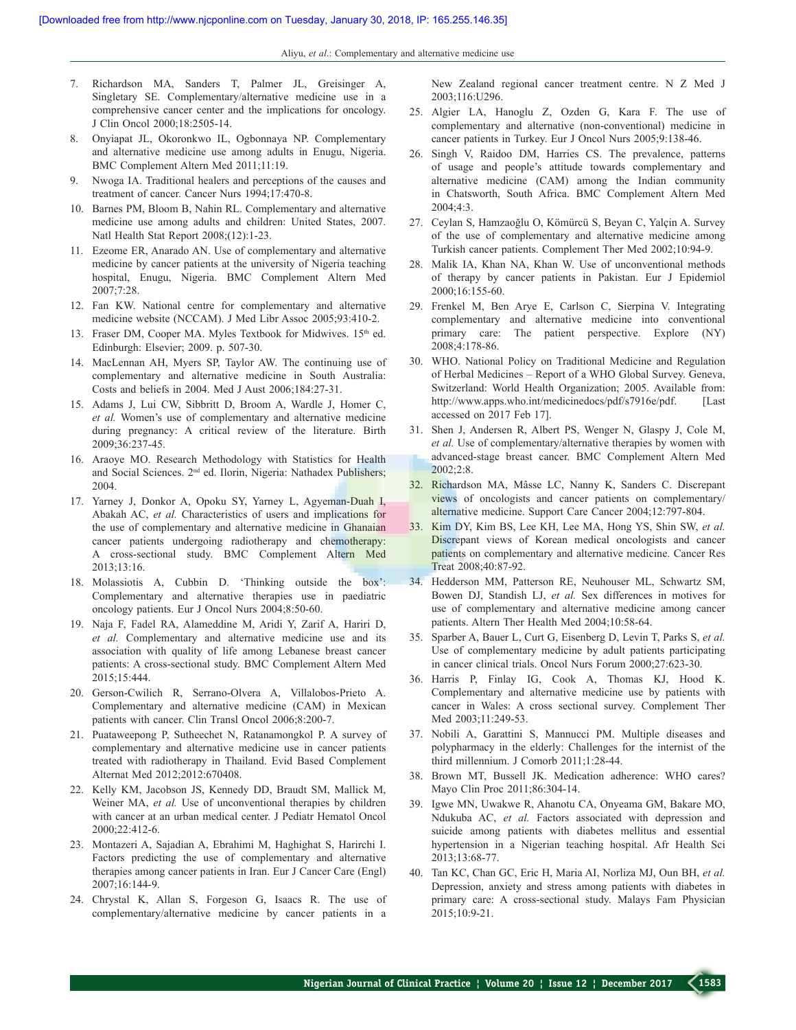7. Richardson MA, Sanders T, Palmer JL, Greisinger A, Singletary SE. Complementary/alternative medicine use in a comprehensive cancer center and the implications for oncology. J Clin Oncol 2000;18:2505-14.
8. Onyiapat JL, Okoronkwo IL, Ogbonnaya NP. Complementary and alternative medicine use among adults in Enugu, Nigeria. BMC Complement Altern Med 2011;11:19.
9. Nwoga IA. Traditional healers and perceptions of the causes and treatment of cancer. Cancer Nurs 1994;17:470-8.
10. Barnes PM, Bloom B, Nahin RL. Complementary and alternative medicine use among adults and children: United States, 2007. Natl Health Stat Report 2008;(12):1-23.
11. Ezeome ER, Anarado AN. Use of complementary and alternative medicine by cancer patients at the university of Nigeria teaching hospital, Enugu, Nigeria. BMC Complement Altern Med 2007;7:28.
12. Fan KW. National centre for complementary and alternative medicine website (NCCAM). J Med Libr Assoc 2005;93:410-2.
13. Fraser DM, Cooper MA. Myles Textbook for Midwives. 15th ed. Edinburgh: Elsevier; 2009. p. 507-30.
14. MacLennan AH, Myers SP, Taylor AW. The continuing use of complementary and alternative medicine in South Australia: Costs and beliefs in 2004. Med J Aust 2006;184:27-31.
15. Adams J, Lui CW, Sibbritt D, Broom A, Wardle J, Homer C, *et al.* Women's use of complementary and alternative medicine during pregnancy: A critical review of the literature. Birth 2009;36:237-45.
16. Araoye MO. Research Methodology with Statistics for Health and Social Sciences. 2nd ed. Ilorin, Nigeria: Nathadex Publishers; 2004.
17. Yarney J, Donkor A, Opoku SY, Yarney L, Agyeman-Duah I, Abakah AC, *et al.* Characteristics of users and implications for the use of complementary and alternative medicine in Ghanaian cancer patients undergoing radiotherapy and chemotherapy: A cross-sectional study. BMC Complement Altern Med 2013;13:16.
18. Molassiotis A, Cubbin D. 'Thinking outside the box': Complementary and alternative therapies use in paediatric oncology patients. Eur J Oncol Nurs 2004;8:50-60.
19. Naja F, Fadel RA, Alameddine M, Aridi Y, Zarif A, Hariri D, *et al.* Complementary and alternative medicine use and its association with quality of life among Lebanese breast cancer patients: A cross-sectional study. BMC Complement Altern Med 2015;15:444.
20. Gerson-Cwilich R, Serrano-Olvera A, Villalobos-Prieto A. Complementary and alternative medicine (CAM) in Mexican patients with cancer. Clin Transl Oncol 2006;8:200-7.
21. Puataweepong P, Sutheechet N, Ratanamongkol P. A survey of complementary and alternative medicine use in cancer patients treated with radiotherapy in Thailand. Evid Based Complement Alternat Med 2012;2012:670408.
22. Kelly KM, Jacobson JS, Kennedy DD, Braudt SM, Mallick M, Weiner MA, *et al.* Use of unconventional therapies by children with cancer at an urban medical center. J Pediatr Hematol Oncol 2000;22:412-6.
23. Montazeri A, Sajadian A, Ebrahimi M, Haghighat S, Harirchi I. Factors predicting the use of complementary and alternative therapies among cancer patients in Iran. Eur J Cancer Care (Engl) 2007;16:144-9.
24. Chrystal K, Allan S, Forgeson G, Isaacs R. The use of complementary/alternative medicine by cancer patients in a New Zealand regional cancer treatment centre. N Z Med J 2003;116:U296.
25. Algier LA, Hanoglu Z, Ozden G, Kara F. The use of complementary and alternative (non-conventional) medicine in cancer patients in Turkey. Eur J Oncol Nurs 2005;9:138-46.
26. Singh V, Raidoo DM, Harries CS. The prevalence, patterns of usage and people's attitude towards complementary and alternative medicine (CAM) among the Indian community in Chatsworth, South Africa. BMC Complement Altern Med 2004;4:3.
27. Ceylan S, Hamzaoğlu O, Kömürcü S, Beyan C, Yalçin A. Survey of the use of complementary and alternative medicine among Turkish cancer patients. Complement Ther Med 2002;10:94-9.
28. Malik IA, Khan NA, Khan W. Use of unconventional methods of therapy by cancer patients in Pakistan. Eur J Epidemiol 2000;16:155-60.
29. Frenkel M, Ben Arye E, Carlson C, Sierpina V. Integrating complementary and alternative medicine into conventional primary care: The patient perspective. Explore (NY) 2008;4:178-86.
30. WHO. National Policy on Traditional Medicine and Regulation of Herbal Medicines – Report of a WHO Global Survey. Geneva, Switzerland: World Health Organization; 2005. Available from: http://www.apps.who.int/medicinedocs/pdf/s7916e/pdf. [Last accessed on 2017 Feb 17].
31. Shen J, Andersen R, Albert PS, Wenger N, Glaspy J, Cole M, *et al.* Use of complementary/alternative therapies by women with advanced-stage breast cancer. BMC Complement Altern Med 2002;2:8.
32. Richardson MA, Mâsse LC, Nanny K, Sanders C. Discrepant views of oncologists and cancer patients on complementary/alternative medicine. Support Care Cancer 2004;12:797-804.
33. Kim DY, Kim BS, Lee KH, Lee MA, Hong YS, Shin SW, *et al.* Discrepant views of Korean medical oncologists and cancer patients on complementary and alternative medicine. Cancer Res Treat 2008;40:87-92.
34. Hedderson MM, Patterson RE, Neuhouser ML, Schwartz SM, Bowen DJ, Standish LJ, *et al.* Sex differences in motives for use of complementary and alternative medicine among cancer patients. Altern Ther Health Med 2004;10:58-64.
35. Sparber A, Bauer L, Curt G, Eisenberg D, Levin T, Parks S, *et al.* Use of complementary medicine by adult patients participating in cancer clinical trials. Oncol Nurs Forum 2000;27:623-30.
36. Harris P, Finlay IG, Cook A, Thomas KJ, Hood K. Complementary and alternative medicine use by patients with cancer in Wales: A cross sectional survey. Complement Ther Med 2003;11:249-53.
37. Nobili A, Garattini S, Mannucci PM. Multiple diseases and polypharmacy in the elderly: Challenges for the internist of the third millennium. J Comorb 2011;1:28-44.
38. Brown MT, Bussell JK. Medication adherence: WHO cares? Mayo Clin Proc 2011;86:304-14.
39. Igwe MN, Uwakwe R, Ahanotu CA, Onyeama GM, Bakare MO, Ndukuba AC, *et al.* Factors associated with depression and suicide among patients with diabetes mellitus and essential hypertension in a Nigerian teaching hospital. Afr Health Sci 2013;13:68-77.
40. Tan KC, Chan GC, Eric H, Maria AI, Norliza MJ, Oun BH, *et al.* Depression, anxiety and stress among patients with diabetes in primary care: A cross-sectional study. Malays Fam Physician 2015;10:9-21.